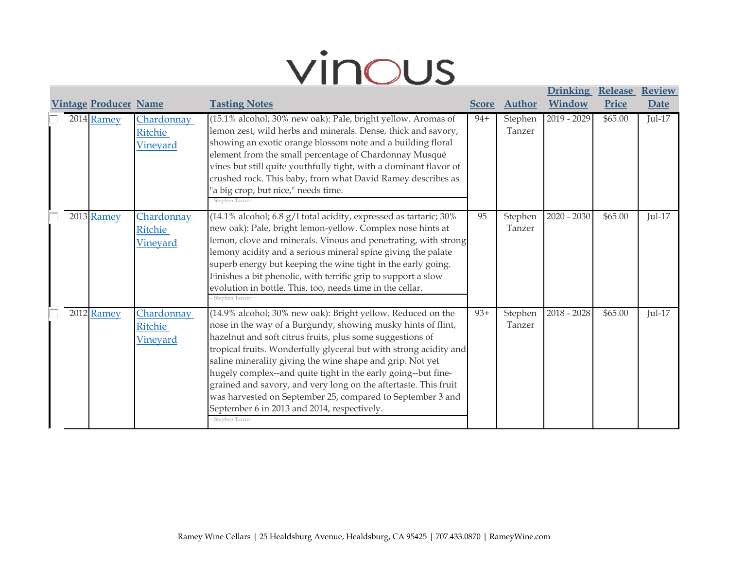# vinous

| Vintage | Producer | Name | Tasting Notes | Score | Author | Drinking Window | Release Price | Review Date |
|---|---|---|---|---|---|---|---|---|
| 2014 | Ramey | Chardonnay Ritchie Vineyard | (15.1% alcohol; 30% new oak): Pale, bright yellow. Aromas of lemon zest, wild herbs and minerals. Dense, thick and savory, showing an exotic orange blossom note and a building floral element from the small percentage of Chardonnay Musqué vines but still quite youthfully tight, with a dominant flavor of crushed rock. This baby, from what David Ramey describes as "a big crop, but nice," needs time. -- Stephen Tanzer | 94+ | Stephen Tanzer | 2019 - 2029 | $65.00 | Jul-17 |
| 2013 | Ramey | Chardonnay Ritchie Vineyard | (14.1% alcohol; 6.8 g/l total acidity, expressed as tartaric; 30% new oak): Pale, bright lemon-yellow. Complex nose hints at lemon, clove and minerals. Vinous and penetrating, with strong lemony acidity and a serious mineral spine giving the palate superb energy but keeping the wine tight in the early going. Finishes a bit phenolic, with terrific grip to support a slow evolution in bottle. This, too, needs time in the cellar. -- Stephen Tanzer | 95 | Stephen Tanzer | 2020 - 2030 | $65.00 | Jul-17 |
| 2012 | Ramey | Chardonnay Ritchie Vineyard | (14.9% alcohol; 30% new oak): Bright yellow. Reduced on the nose in the way of a Burgundy, showing musky hints of flint, hazelnut and soft citrus fruits, plus some suggestions of tropical fruits. Wonderfully glyceral but with strong acidity and saline minerality giving the wine shape and grip. Not yet hugely complex--and quite tight in the early going--but fine-grained and savory, and very long on the aftertaste. This fruit was harvested on September 25, compared to September 3 and September 6 in 2013 and 2014, respectively. -- Stephen Tanzer | 93+ | Stephen Tanzer | 2018 - 2028 | $65.00 | Jul-17 |

Ramey Wine Cellars | 25 Healdsburg Avenue, Healdsburg, CA 95425 | 707.433.0870 | RameyWine.com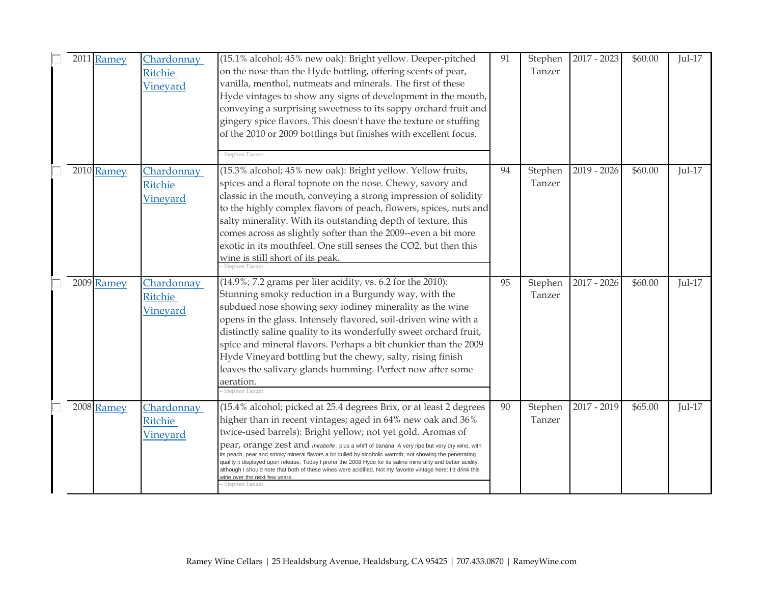| | Vintage | Producer | Wine | Review | Score | Reviewer | Drink Window | Price | Date |
|---|---|---|---|---|---|---|---|---|---|
| ☐ | 2011 | Ramey | Chardonnay Ritchie Vineyard | (15.1% alcohol; 45% new oak): Bright yellow. Deeper-pitched on the nose than the Hyde bottling, offering scents of pear, vanilla, menthol, nutmeats and minerals. The first of these Hyde vintages to show any signs of development in the mouth, conveying a surprising sweetness to its sappy orchard fruit and gingery spice flavors. This doesn't have the texture or stuffing of the 2010 or 2009 bottlings but finishes with excellent focus. -- Stephen Tanzer | 91 | Stephen Tanzer | 2017 - 2023 | $60.00 | Jul-17 |
| ☐ | 2010 | Ramey | Chardonnay Ritchie Vineyard | (15.3% alcohol; 45% new oak): Bright yellow. Yellow fruits, spices and a floral topnote on the nose. Chewy, savory and classic in the mouth, conveying a strong impression of solidity to the highly complex flavors of peach, flowers, spices, nuts and salty minerality. With its outstanding depth of texture, this comes across as slightly softer than the 2009--even a bit more exotic in its mouthfeel. One still senses the $CO_2$, but then this wine is still short of its peak. -- Stephen Tanzer | 94 | Stephen Tanzer | 2019 - 2026 | $60.00 | Jul-17 |
| ☐ | 2009 | Ramey | Chardonnay Ritchie Vineyard | (14.9%; 7.2 grams per liter acidity, vs. 6.2 for the 2010): Stunning smoky reduction in a Burgundy way, with the subdued nose showing sexy iodiney minerality as the wine opens in the glass. Intensely flavored, soil-driven wine with a distinctly saline quality to its wonderfully sweet orchard fruit, spice and mineral flavors. Perhaps a bit chunkier than the 2009 Hyde Vineyard bottling but the chewy, salty, rising finish leaves the salivary glands humming. Perfect now after some aeration. -- Stephen Tanzer | 95 | Stephen Tanzer | 2017 - 2026 | $60.00 | Jul-17 |
| ☐ | 2008 | Ramey | Chardonnay Ritchie Vineyard | (15.4% alcohol; picked at 25.4 degrees Brix, or at least 2 degrees higher than in recent vintages; aged in 64% new oak and 36% twice-used barrels): Bright yellow; not yet gold. Aromas of pear, orange zest and *mirabelle*, plus a whiff of banana. A very ripe but very dry wine, with its peach, pear and smoky mineral flavors a bit dulled by alcoholic warmth; not showing the penetrating quality it displayed upon release. Today I prefer the 2008 Hyde for its saline minerality and better acidity, although I should note that both of these wines were acidified. Not my favorite vintage here: I'd drink this wine over the next few years. -- Stephen Tanzer | 90 | Stephen Tanzer | 2017 - 2019 | $65.00 | Jul-17 |

Ramey Wine Cellars | 25 Healdsburg Avenue, Healdsburg, CA 95425 | 707.433.0870 | RameyWine.com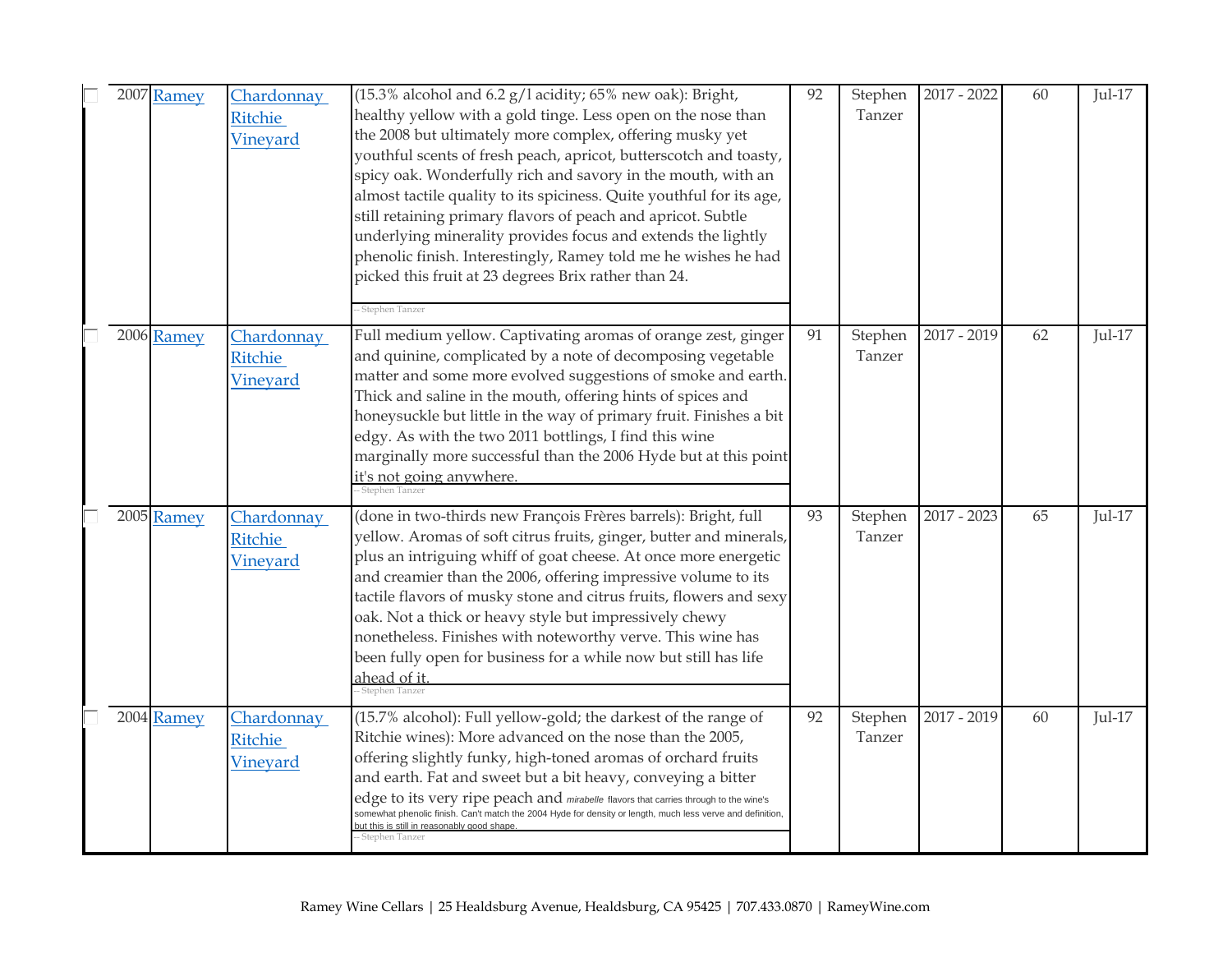| | | | | | | | | | |
|---|---|---|---|---|---|---|---|---|---|
| ☐ | 2007 | Ramey | Chardonnay Ritchie Vineyard | (15.3% alcohol and 6.2 g/l acidity; 65% new oak): Bright, healthy yellow with a gold tinge. Less open on the nose than the 2008 but ultimately more complex, offering musky yet youthful scents of fresh peach, apricot, butterscotch and toasty, spicy oak. Wonderfully rich and savory in the mouth, with an almost tactile quality to its spiciness. Quite youthful for its age, still retaining primary flavors of peach and apricot. Subtle underlying minerality provides focus and extends the lightly phenolic finish. Interestingly, Ramey told me he wishes he had picked this fruit at 23 degrees Brix rather than 24. -- Stephen Tanzer | 92 | Stephen Tanzer | 2017 - 2022 | 60 | Jul-17 |
| ☐ | 2006 | Ramey | Chardonnay Ritchie Vineyard | Full medium yellow. Captivating aromas of orange zest, ginger and quinine, complicated by a note of decomposing vegetable matter and some more evolved suggestions of smoke and earth. Thick and saline in the mouth, offering hints of spices and honeysuckle but little in the way of primary fruit. Finishes a bit edgy. As with the two 2011 bottlings, I find this wine marginally more successful than the 2006 Hyde but at this point it's not going anywhere. -- Stephen Tanzer | 91 | Stephen Tanzer | 2017 - 2019 | 62 | Jul-17 |
| ☐ | 2005 | Ramey | Chardonnay Ritchie Vineyard | (done in two-thirds new François Frères barrels): Bright, full yellow. Aromas of soft citrus fruits, ginger, butter and minerals, plus an intriguing whiff of goat cheese. At once more energetic and creamier than the 2006, offering impressive volume to its tactile flavors of musky stone and citrus fruits, flowers and sexy oak. Not a thick or heavy style but impressively chewy nonetheless. Finishes with noteworthy verve. This wine has been fully open for business for a while now but still has life ahead of it. -- Stephen Tanzer | 93 | Stephen Tanzer | 2017 - 2023 | 65 | Jul-17 |
| ☐ | 2004 | Ramey | Chardonnay Ritchie Vineyard | (15.7% alcohol): Full yellow-gold; the darkest of the range of Ritchie wines): More advanced on the nose than the 2005, offering slightly funky, high-toned aromas of orchard fruits and earth. Fat and sweet but a bit heavy, conveying a bitter edge to its very ripe peach and *mirabelle* flavors that carries through to the wine's somewhat phenolic finish. Can't match the 2004 Hyde for density or length, much less verve and definition, but this is still in reasonably good shape. -- Stephen Tanzer | 92 | Stephen Tanzer | 2017 - 2019 | 60 | Jul-17 |

Ramey Wine Cellars | 25 Healdsburg Avenue, Healdsburg, CA 95425 | 707.433.0870 | RameyWine.com